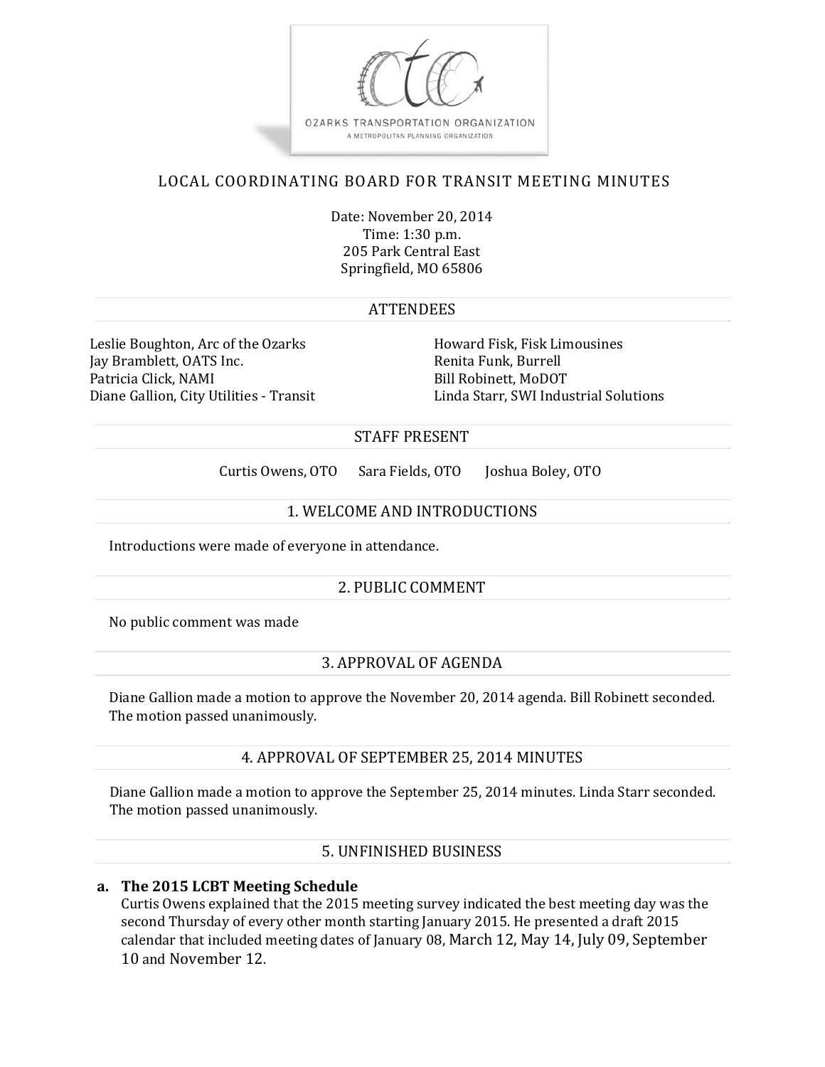OZARKS TRANSPORTATION ORGANIZATION
A METROPOLITAN PLANNING ORGANIZATION

# LOCAL COORDINATING BOARD FOR TRANSIT MEETING MINUTES

Date: November 20, 2014
Time: 1:30 p.m.
205 Park Central East
Springfield, MO 65806

## ATTENDEES

Leslie Boughton, Arc of the Ozarks
Jay Bramblett, OATS Inc.
Patricia Click, NAMI
Diane Gallion, City Utilities - Transit
Howard Fisk, Fisk Limousines
Renita Funk, Burrell
Bill Robinett, MoDOT
Linda Starr, SWI Industrial Solutions

## STAFF PRESENT

Curtis Owens, OTO  Sara Fields, OTO  Joshua Boley, OTO

## 1. WELCOME AND INTRODUCTIONS

Introductions were made of everyone in attendance.

## 2. PUBLIC COMMENT

No public comment was made

## 3. APPROVAL OF AGENDA

Diane Gallion made a motion to approve the November 20, 2014 agenda. Bill Robinett seconded. The motion passed unanimously.

## 4. APPROVAL OF SEPTEMBER 25, 2014 MINUTES

Diane Gallion made a motion to approve the September 25, 2014 minutes. Linda Starr seconded. The motion passed unanimously.

## 5. UNFINISHED BUSINESS

**a. The 2015 LCBT Meeting Schedule**

Curtis Owens explained that the 2015 meeting survey indicated the best meeting day was the second Thursday of every other month starting January 2015. He presented a draft 2015 calendar that included meeting dates of January 08, March 12, May 14, July 09, September 10 and November 12.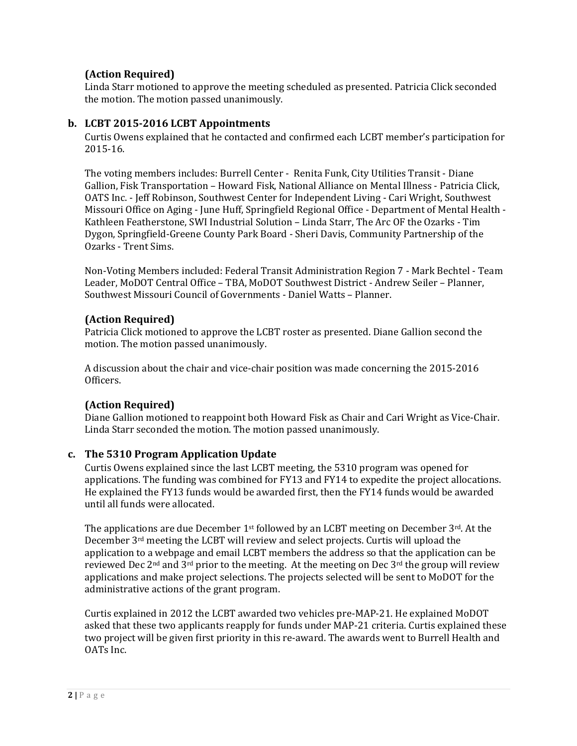**(Action Required)**

Linda Starr motioned to approve the meeting scheduled as presented. Patricia Click seconded the motion. The motion passed unanimously.

**b. LCBT 2015-2016 LCBT Appointments**

Curtis Owens explained that he contacted and confirmed each LCBT member's participation for 2015-16.

The voting members includes: Burrell Center - Renita Funk, City Utilities Transit - Diane Gallion, Fisk Transportation – Howard Fisk, National Alliance on Mental Illness - Patricia Click, OATS Inc. - Jeff Robinson, Southwest Center for Independent Living - Cari Wright, Southwest Missouri Office on Aging - June Huff, Springfield Regional Office - Department of Mental Health - Kathleen Featherstone, SWI Industrial Solution – Linda Starr, The Arc OF the Ozarks - Tim Dygon, Springfield-Greene County Park Board - Sheri Davis, Community Partnership of the Ozarks - Trent Sims.

Non-Voting Members included: Federal Transit Administration Region 7 - Mark Bechtel - Team Leader, MoDOT Central Office – TBA, MoDOT Southwest District - Andrew Seiler – Planner, Southwest Missouri Council of Governments - Daniel Watts – Planner.

**(Action Required)**

Patricia Click motioned to approve the LCBT roster as presented. Diane Gallion second the motion. The motion passed unanimously.

A discussion about the chair and vice-chair position was made concerning the 2015-2016 Officers.

**(Action Required)**

Diane Gallion motioned to reappoint both Howard Fisk as Chair and Cari Wright as Vice-Chair. Linda Starr seconded the motion. The motion passed unanimously.

**c. The 5310 Program Application Update**

Curtis Owens explained since the last LCBT meeting, the 5310 program was opened for applications. The funding was combined for FY13 and FY14 to expedite the project allocations. He explained the FY13 funds would be awarded first, then the FY14 funds would be awarded until all funds were allocated.

The applications are due December 1st followed by an LCBT meeting on December 3rd. At the December 3rd meeting the LCBT will review and select projects. Curtis will upload the application to a webpage and email LCBT members the address so that the application can be reviewed Dec 2nd and 3rd prior to the meeting. At the meeting on Dec 3rd the group will review applications and make project selections. The projects selected will be sent to MoDOT for the administrative actions of the grant program.

Curtis explained in 2012 the LCBT awarded two vehicles pre-MAP-21. He explained MoDOT asked that these two applicants reapply for funds under MAP-21 criteria. Curtis explained these two project will be given first priority in this re-award. The awards went to Burrell Health and OATs Inc.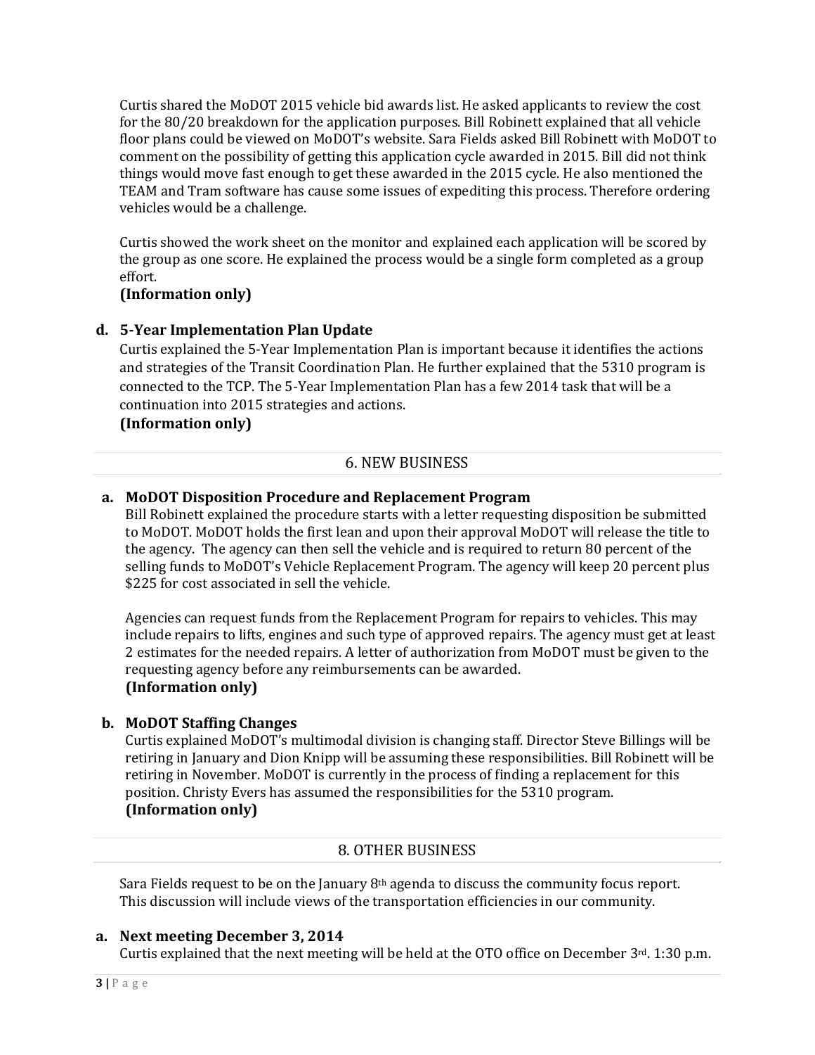Curtis shared the MoDOT 2015 vehicle bid awards list. He asked applicants to review the cost for the 80/20 breakdown for the application purposes. Bill Robinett explained that all vehicle floor plans could be viewed on MoDOT's website. Sara Fields asked Bill Robinett with MoDOT to comment on the possibility of getting this application cycle awarded in 2015. Bill did not think things would move fast enough to get these awarded in the 2015 cycle. He also mentioned the TEAM and Tram software has cause some issues of expediting this process. Therefore ordering vehicles would be a challenge.

Curtis showed the work sheet on the monitor and explained each application will be scored by the group as one score. He explained the process would be a single form completed as a group effort.

**(Information only)**

**d. 5-Year Implementation Plan Update**

Curtis explained the 5-Year Implementation Plan is important because it identifies the actions and strategies of the Transit Coordination Plan. He further explained that the 5310 program is connected to the TCP. The 5-Year Implementation Plan has a few 2014 task that will be a continuation into 2015 strategies and actions.

**(Information only)**

## 6. NEW BUSINESS

**a. MoDOT Disposition Procedure and Replacement Program**

Bill Robinett explained the procedure starts with a letter requesting disposition be submitted to MoDOT. MoDOT holds the first lean and upon their approval MoDOT will release the title to the agency. The agency can then sell the vehicle and is required to return 80 percent of the selling funds to MoDOT's Vehicle Replacement Program. The agency will keep 20 percent plus $225 for cost associated in sell the vehicle.

Agencies can request funds from the Replacement Program for repairs to vehicles. This may include repairs to lifts, engines and such type of approved repairs. The agency must get at least 2 estimates for the needed repairs. A letter of authorization from MoDOT must be given to the requesting agency before any reimbursements can be awarded.

**(Information only)**

**b. MoDOT Staffing Changes**

Curtis explained MoDOT's multimodal division is changing staff. Director Steve Billings will be retiring in January and Dion Knipp will be assuming these responsibilities. Bill Robinett will be retiring in November. MoDOT is currently in the process of finding a replacement for this position. Christy Evers has assumed the responsibilities for the 5310 program.

**(Information only)**

## 8. OTHER BUSINESS

Sara Fields request to be on the January 8th agenda to discuss the community focus report. This discussion will include views of the transportation efficiencies in our community.

**a. Next meeting December 3, 2014**

Curtis explained that the next meeting will be held at the OTO office on December 3rd. 1:30 p.m.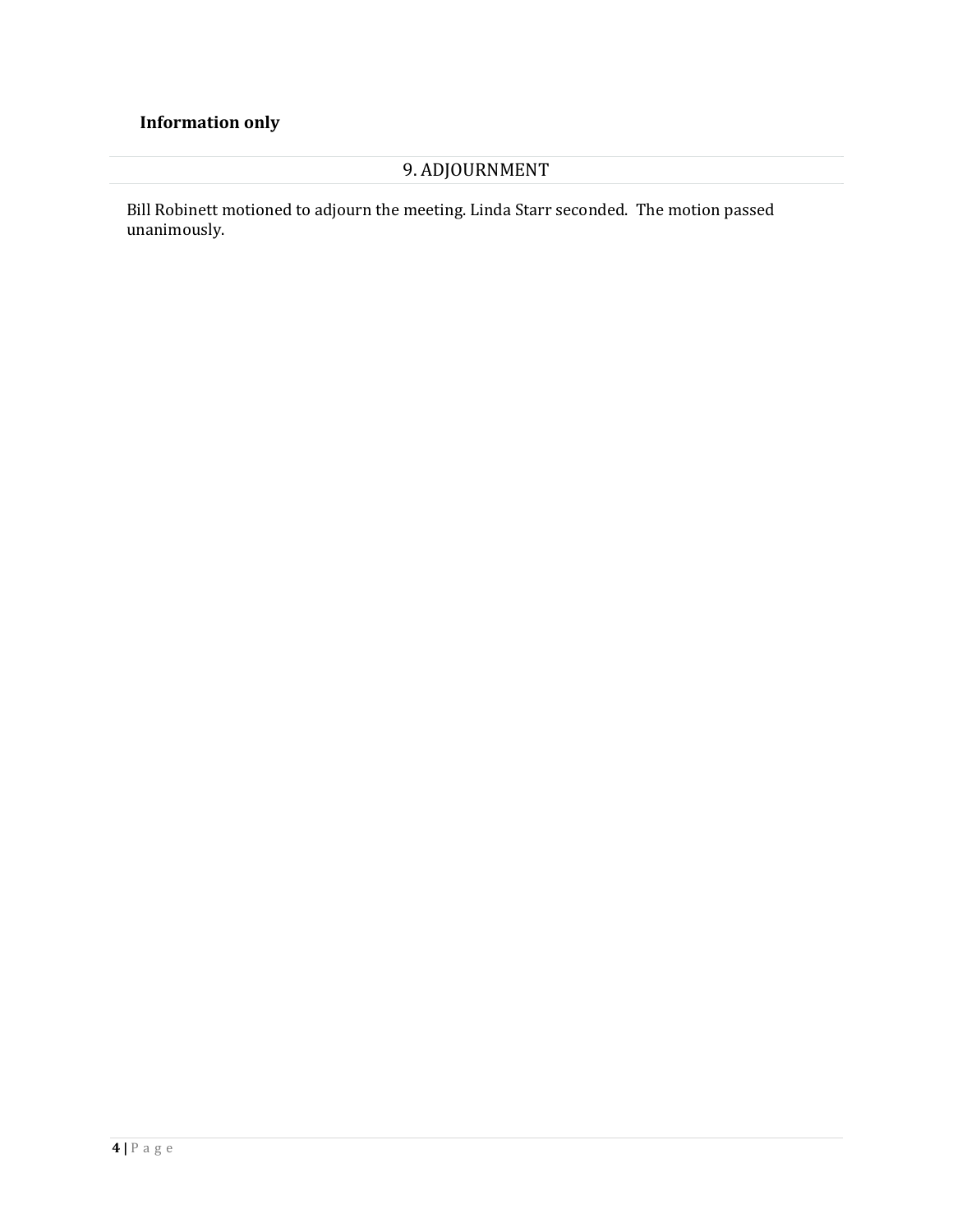**Information only**

## 9. ADJOURNMENT

Bill Robinett motioned to adjourn the meeting. Linda Starr seconded. The motion passed unanimously.